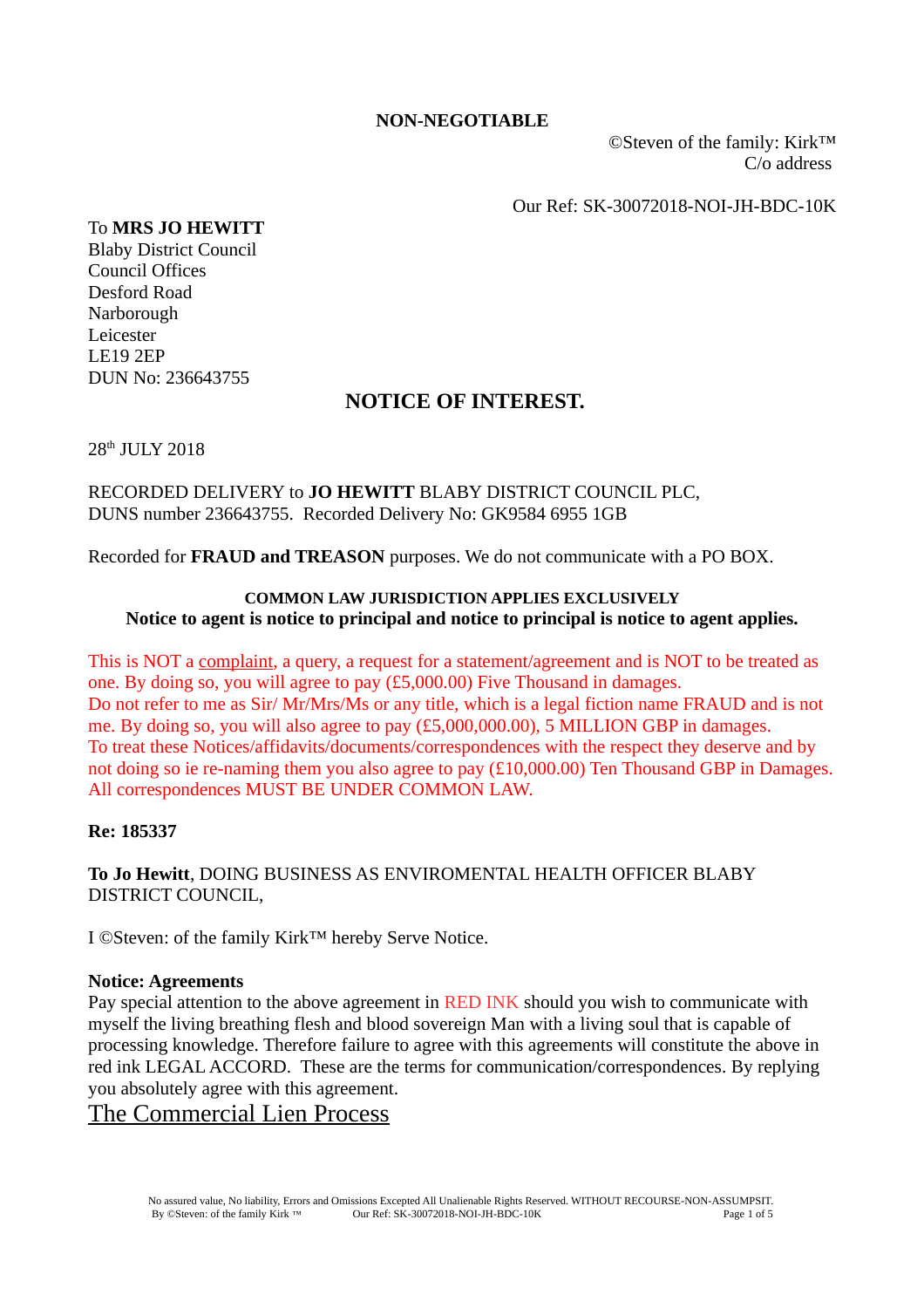**NON-NEGOTIABLE**

©Steven of the family: Kirk™
C/o address

Our Ref: SK-30072018-NOI-JH-BDC-10K

To **MRS JO HEWITT**
Blaby District Council
Council Offices
Desford Road
Narborough
Leicester
LE19 2EP
DUN No: 236643755

# NOTICE OF INTEREST.

28th JULY 2018

RECORDED DELIVERY to **JO HEWITT** BLABY DISTRICT COUNCIL PLC, DUNS number 236643755. Recorded Delivery No: GK9584 6955 1GB

Recorded for **FRAUD and TREASON** purposes. We do not communicate with a PO BOX.

**COMMON LAW JURISDICTION APPLIES EXCLUSIVELY**
**Notice to agent is notice to principal and notice to principal is notice to agent applies.**

This is NOT a complaint, a query, a request for a statement/agreement and is NOT to be treated as one. By doing so, you will agree to pay (£5,000.00) Five Thousand in damages.
Do not refer to me as Sir/ Mr/Mrs/Ms or any title, which is a legal fiction name FRAUD and is not me. By doing so, you will also agree to pay (£5,000,000.00), 5 MILLION GBP in damages.
To treat these Notices/affidavits/documents/correspondences with the respect they deserve and by not doing so ie re-naming them you also agree to pay (£10,000.00) Ten Thousand GBP in Damages.
All correspondences MUST BE UNDER COMMON LAW.

**Re: 185337**

**To Jo Hewitt**, DOING BUSINESS AS ENVIROMENTAL HEALTH OFFICER BLABY DISTRICT COUNCIL,

I ©Steven: of the family Kirk™ hereby Serve Notice.

**Notice: Agreements**
Pay special attention to the above agreement in RED INK should you wish to communicate with myself the living breathing flesh and blood sovereign Man with a living soul that is capable of processing knowledge. Therefore failure to agree with this agreements will constitute the above in red ink LEGAL ACCORD. These are the terms for communication/correspondences. By replying you absolutely agree with this agreement.

## The Commercial Lien Process

No assured value, No liability, Errors and Omissions Excepted All Unalienable Rights Reserved. WITHOUT RECOURSE-NON-ASSUMPSIT.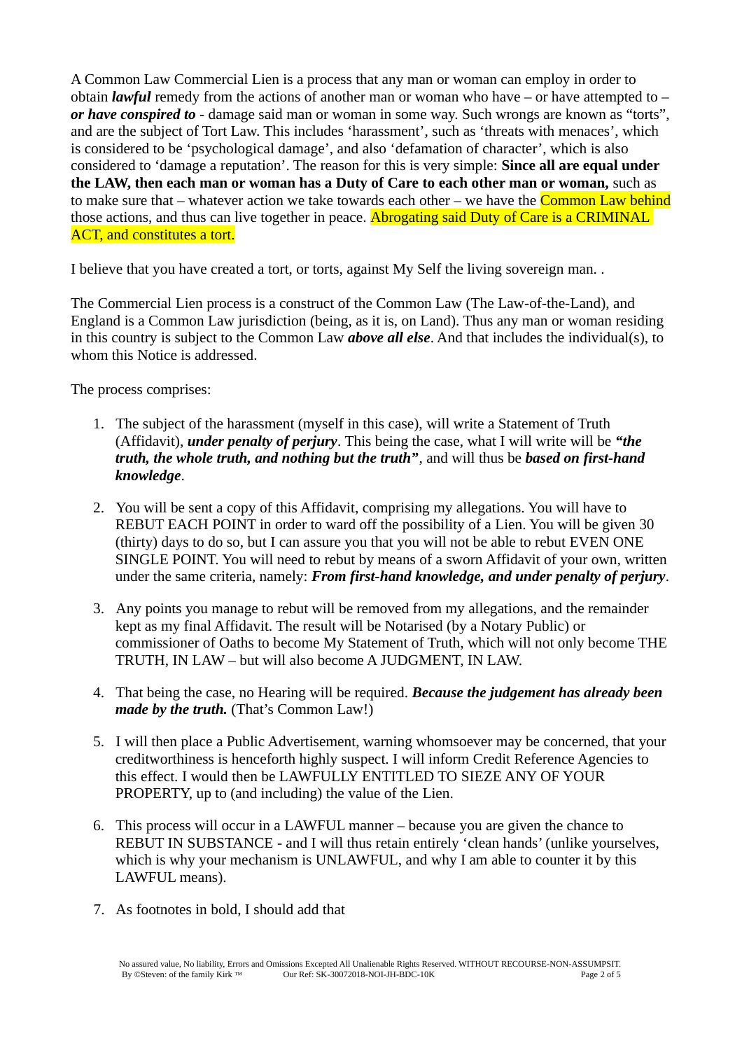A Common Law Commercial Lien is a process that any man or woman can employ in order to obtain ***lawful*** remedy from the actions of another man or woman who have – or have attempted to – ***or have conspired to*** - damage said man or woman in some way. Such wrongs are known as "torts", and are the subject of Tort Law. This includes 'harassment', such as 'threats with menaces', which is considered to be 'psychological damage', and also 'defamation of character', which is also considered to 'damage a reputation'. The reason for this is very simple: **Since all are equal under the LAW, then each man or woman has a Duty of Care to each other man or woman,** such as to make sure that – whatever action we take towards each other – we have the Common Law behind those actions, and thus can live together in peace. Abrogating said Duty of Care is a CRIMINAL ACT, and constitutes a tort.

I believe that you have created a tort, or torts, against My Self the living sovereign man. .

The Commercial Lien process is a construct of the Common Law (The Law-of-the-Land), and England is a Common Law jurisdiction (being, as it is, on Land). Thus any man or woman residing in this country is subject to the Common Law ***above all else***. And that includes the individual(s), to whom this Notice is addressed.

The process comprises:

1. The subject of the harassment (myself in this case), will write a Statement of Truth (Affidavit), ***under penalty of perjury***. This being the case, what I will write will be ***"the truth, the whole truth, and nothing but the truth"***, and will thus be ***based on first-hand knowledge***.

2. You will be sent a copy of this Affidavit, comprising my allegations. You will have to REBUT EACH POINT in order to ward off the possibility of a Lien. You will be given 30 (thirty) days to do so, but I can assure you that you will not be able to rebut EVEN ONE SINGLE POINT. You will need to rebut by means of a sworn Affidavit of your own, written under the same criteria, namely: ***From first-hand knowledge, and under penalty of perjury***.

3. Any points you manage to rebut will be removed from my allegations, and the remainder kept as my final Affidavit. The result will be Notarised (by a Notary Public) or commissioner of Oaths to become My Statement of Truth, which will not only become THE TRUTH, IN LAW – but will also become A JUDGMENT, IN LAW.

4. That being the case, no Hearing will be required. ***Because the judgement has already been made by the truth.*** (That's Common Law!)

5. I will then place a Public Advertisement, warning whomsoever may be concerned, that your creditworthiness is henceforth highly suspect. I will inform Credit Reference Agencies to this effect. I would then be LAWFULLY ENTITLED TO SIEZE ANY OF YOUR PROPERTY, up to (and including) the value of the Lien.

6. This process will occur in a LAWFUL manner – because you are given the chance to REBUT IN SUBSTANCE - and I will thus retain entirely 'clean hands' (unlike yourselves, which is why your mechanism is UNLAWFUL, and why I am able to counter it by this LAWFUL means).

7. As footnotes in bold, I should add that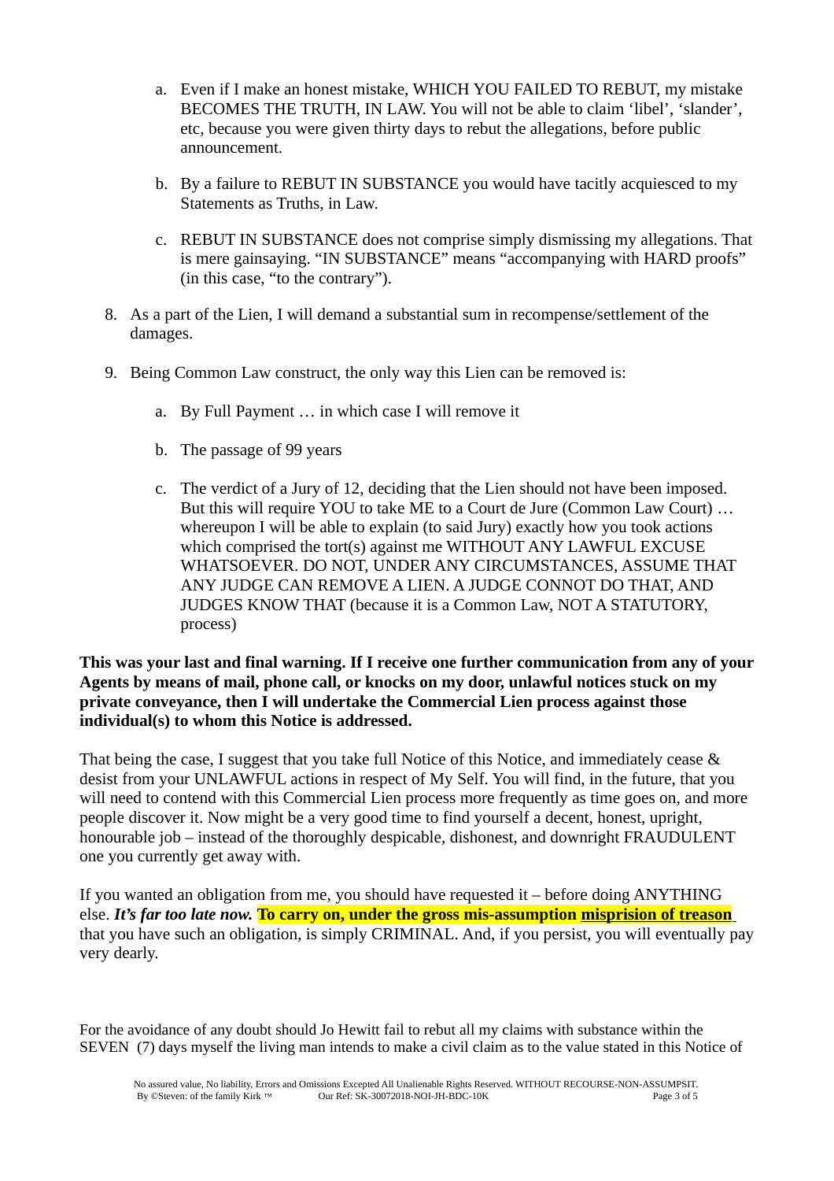a. Even if I make an honest mistake, WHICH YOU FAILED TO REBUT, my mistake BECOMES THE TRUTH, IN LAW. You will not be able to claim 'libel', 'slander', etc, because you were given thirty days to rebut the allegations, before public announcement.

b. By a failure to REBUT IN SUBSTANCE you would have tacitly acquiesced to my Statements as Truths, in Law.

c. REBUT IN SUBSTANCE does not comprise simply dismissing my allegations. That is mere gainsaying. "IN SUBSTANCE" means "accompanying with HARD proofs" (in this case, "to the contrary").

8. As a part of the Lien, I will demand a substantial sum in recompense/settlement of the damages.

9. Being Common Law construct, the only way this Lien can be removed is:

   a. By Full Payment … in which case I will remove it

   b. The passage of 99 years

   c. The verdict of a Jury of 12, deciding that the Lien should not have been imposed. But this will require YOU to take ME to a Court de Jure (Common Law Court) … whereupon I will be able to explain (to said Jury) exactly how you took actions which comprised the tort(s) against me WITHOUT ANY LAWFUL EXCUSE WHATSOEVER. DO NOT, UNDER ANY CIRCUMSTANCES, ASSUME THAT ANY JUDGE CAN REMOVE A LIEN. A JUDGE CONNOT DO THAT, AND JUDGES KNOW THAT (because it is a Common Law, NOT A STATUTORY, process)

**This was your last and final warning. If I receive one further communication from any of your Agents by means of mail, phone call, or knocks on my door, unlawful notices stuck on my private conveyance, then I will undertake the Commercial Lien process against those individual(s) to whom this Notice is addressed.**

That being the case, I suggest that you take full Notice of this Notice, and immediately cease & desist from your UNLAWFUL actions in respect of My Self. You will find, in the future, that you will need to contend with this Commercial Lien process more frequently as time goes on, and more people discover it. Now might be a very good time to find yourself a decent, honest, upright, honourable job – instead of the thoroughly despicable, dishonest, and downright FRAUDULENT one you currently get away with.

If you wanted an obligation from me, you should have requested it – before doing ANYTHING else. ***It's far too late now.*** **To carry on, under the gross mis-assumption misprision of treason** that you have such an obligation, is simply CRIMINAL. And, if you persist, you will eventually pay very dearly.

For the avoidance of any doubt should Jo Hewitt fail to rebut all my claims with substance within the SEVEN (7) days myself the living man intends to make a civil claim as to the value stated in this Notice of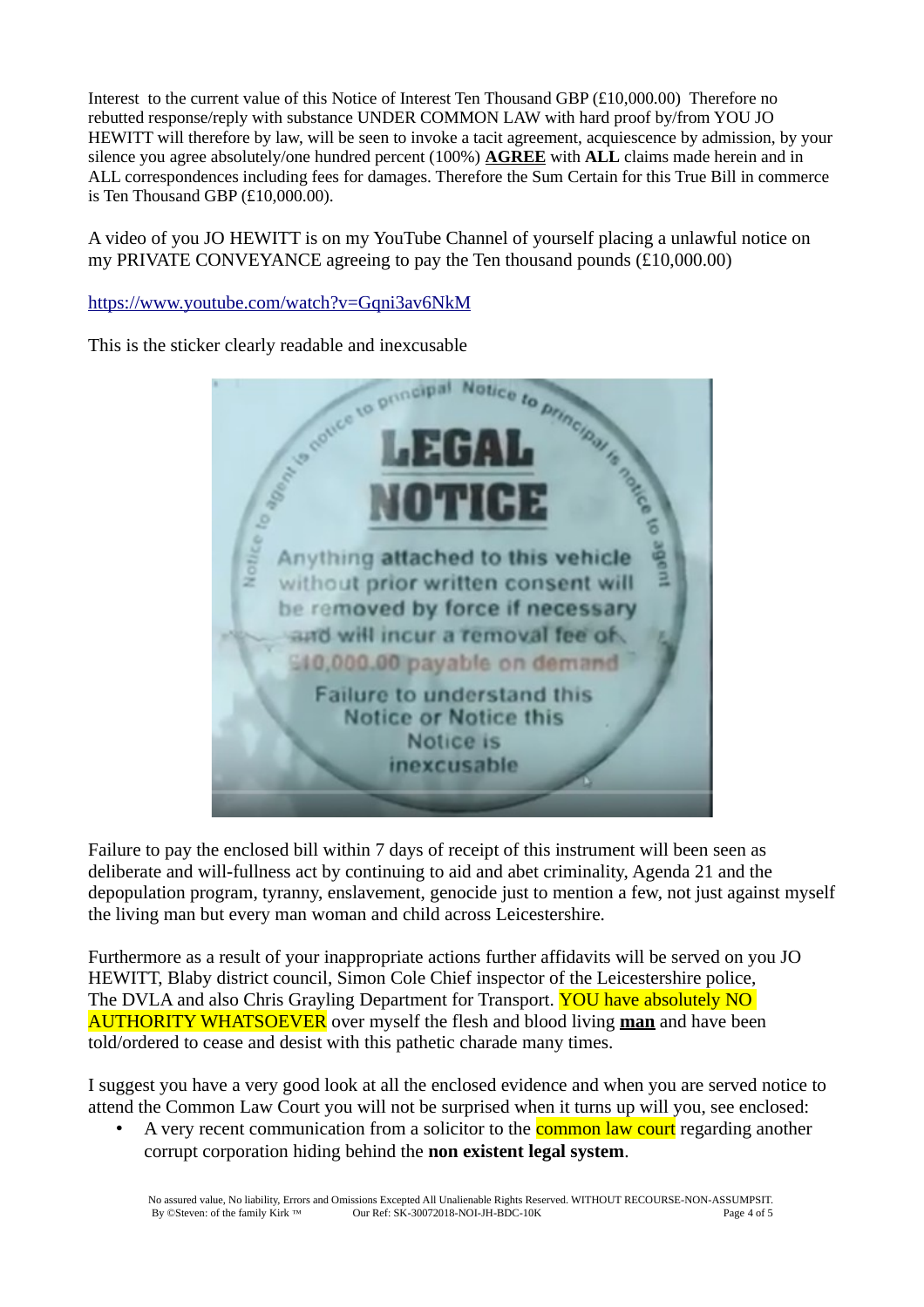Interest to the current value of this Notice of Interest Ten Thousand GBP (£10,000.00) Therefore no rebutted response/reply with substance UNDER COMMON LAW with hard proof by/from YOU JO HEWITT will therefore by law, will be seen to invoke a tacit agreement, acquiescence by admission, by your silence you agree absolutely/one hundred percent (100%) **AGREE** with **ALL** claims made herein and in ALL correspondences including fees for damages. Therefore the Sum Certain for this True Bill in commerce is Ten Thousand GBP (£10,000.00).

A video of you JO HEWITT is on my YouTube Channel of yourself placing a unlawful notice on my PRIVATE CONVEYANCE agreeing to pay the Ten thousand pounds (£10,000.00)

https://www.youtube.com/watch?v=Gqni3av6NkM

This is the sticker clearly readable and inexcusable

Failure to pay the enclosed bill within 7 days of receipt of this instrument will been seen as deliberate and will-fullness act by continuing to aid and abet criminality, Agenda 21 and the depopulation program, tyranny, enslavement, genocide just to mention a few, not just against myself the living man but every man woman and child across Leicestershire.

Furthermore as a result of your inappropriate actions further affidavits will be served on you JO HEWITT, Blaby district council, Simon Cole Chief inspector of the Leicestershire police, The DVLA and also Chris Grayling Department for Transport. YOU have absolutely NO AUTHORITY WHATSOEVER over myself the flesh and blood living **man** and have been told/ordered to cease and desist with this pathetic charade many times.

I suggest you have a very good look at all the enclosed evidence and when you are served notice to attend the Common Law Court you will not be surprised when it turns up will you, see enclosed:

- A very recent communication from a solicitor to the common law court regarding another corrupt corporation hiding behind the **non existent legal system**.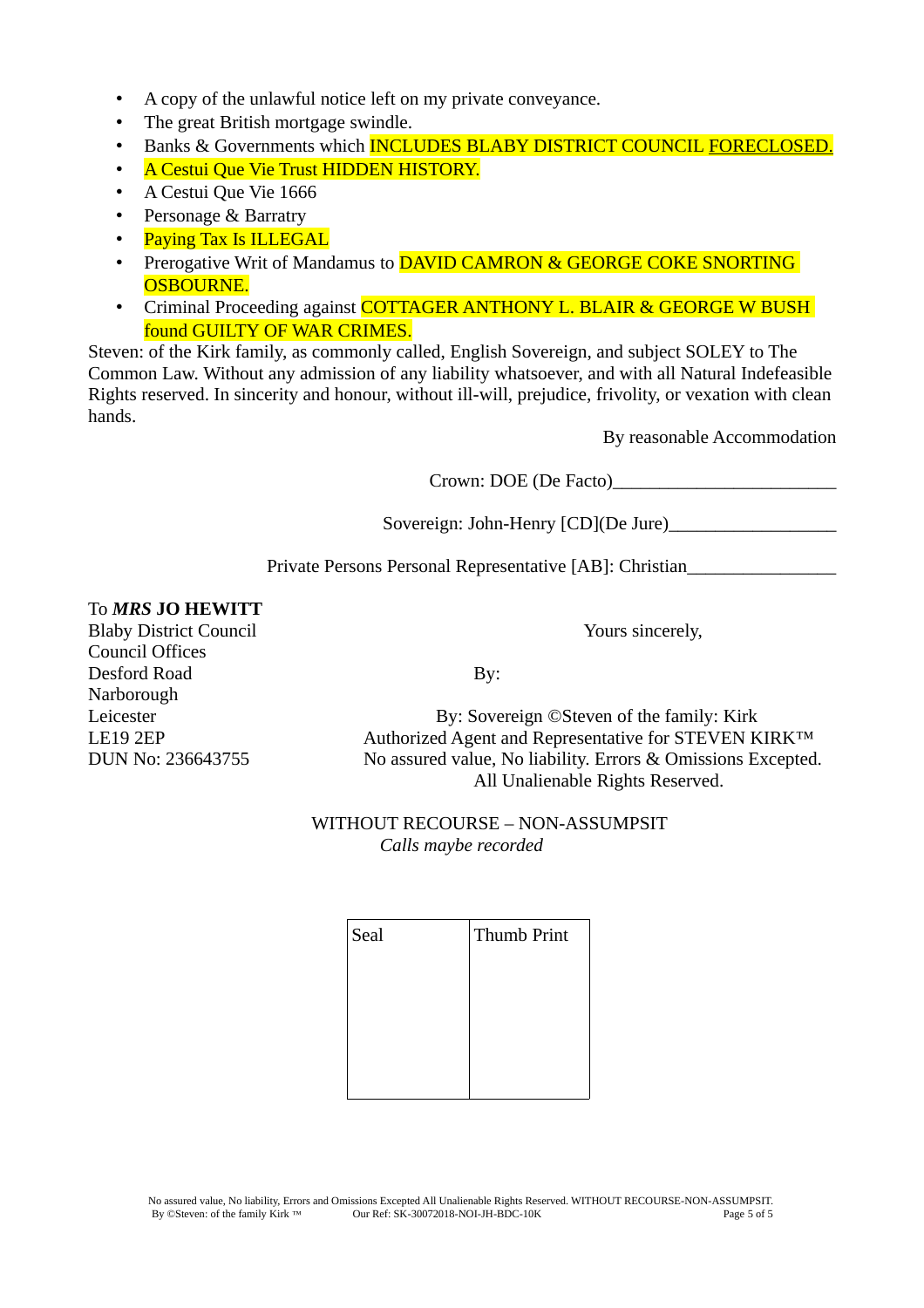- A copy of the unlawful notice left on my private conveyance.
- The great British mortgage swindle.
- Banks & Governments which INCLUDES BLABY DISTRICT COUNCIL FORECLOSED.
- A Cestui Que Vie Trust HIDDEN HISTORY.
- A Cestui Que Vie 1666
- Personage & Barratry
- Paying Tax Is ILLEGAL
- Prerogative Writ of Mandamus to DAVID CAMRON & GEORGE COKE SNORTING OSBOURNE.
- Criminal Proceeding against COTTAGER ANTHONY L. BLAIR & GEORGE W BUSH found GUILTY OF WAR CRIMES.

Steven: of the Kirk family, as commonly called, English Sovereign, and subject SOLEY to The Common Law. Without any admission of any liability whatsoever, and with all Natural Indefeasible Rights reserved. In sincerity and honour, without ill-will, prejudice, frivolity, or vexation with clean hands.

By reasonable Accommodation

Crown: DOE (De Facto)________________________

Sovereign: John-Henry [CD](De Jure)__________________

Private Persons Personal Representative [AB]: Christian________________

To ***MRS* JO HEWITT**
Blaby District Council
Council Offices
Desford Road
Narborough
Leicester
LE19 2EP
DUN No: 236643755

Yours sincerely,

By:

By: Sovereign ©Steven of the family: Kirk
Authorized Agent and Representative for STEVEN KIRK™
No assured value, No liability. Errors & Omissions Excepted.
All Unalienable Rights Reserved.

WITHOUT RECOURSE – NON-ASSUMPSIT
*Calls maybe recorded*

| Seal | Thumb Print |
|---|---|
| | |

No assured value, No liability, Errors and Omissions Excepted All Unalienable Rights Reserved. WITHOUT RECOURSE-NON-ASSUMPSIT.
By ©Steven: of the family Kirk ™ Our Ref: SK-30072018-NOI-JH-BDC-10K